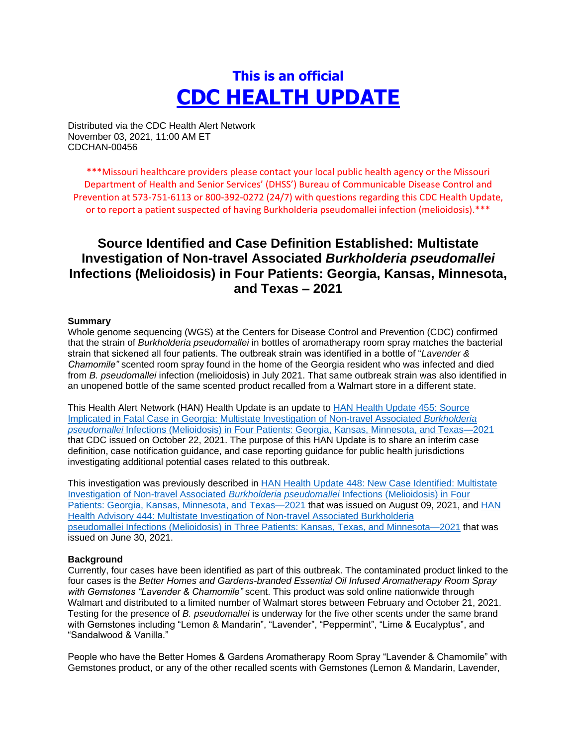# This is an official
# CDC HEALTH UPDATE

Distributed via the CDC Health Alert Network
November 03, 2021, 11:00 AM ET
CDCHAN-00456

***Missouri healthcare providers please contact your local public health agency or the Missouri Department of Health and Senior Services' (DHSS') Bureau of Communicable Disease Control and Prevention at 573-751-6113 or 800-392-0272 (24/7) with questions regarding this CDC Health Update, or to report a patient suspected of having Burkholderia pseudomallei infection (melioidosis).***

## Source Identified and Case Definition Established: Multistate Investigation of Non-travel Associated *Burkholderia pseudomallei* Infections (Melioidosis) in Four Patients: Georgia, Kansas, Minnesota, and Texas – 2021

**Summary**

Whole genome sequencing (WGS) at the Centers for Disease Control and Prevention (CDC) confirmed that the strain of *Burkholderia pseudomallei* in bottles of aromatherapy room spray matches the bacterial strain that sickened all four patients. The outbreak strain was identified in a bottle of "*Lavender & Chamomile"* scented room spray found in the home of the Georgia resident who was infected and died from *B. pseudomallei* infection (melioidosis) in July 2021. That same outbreak strain was also identified in an unopened bottle of the same scented product recalled from a Walmart store in a different state.

This Health Alert Network (HAN) Health Update is an update to HAN Health Update 455: Source Implicated in Fatal Case in Georgia: Multistate Investigation of Non-travel Associated *Burkholderia pseudomallei* Infections (Melioidosis) in Four Patients: Georgia, Kansas, Minnesota, and Texas—2021 that CDC issued on October 22, 2021. The purpose of this HAN Update is to share an interim case definition, case notification guidance, and case reporting guidance for public health jurisdictions investigating additional potential cases related to this outbreak.

This investigation was previously described in HAN Health Update 448: New Case Identified: Multistate Investigation of Non-travel Associated *Burkholderia pseudomallei* Infections (Melioidosis) in Four Patients: Georgia, Kansas, Minnesota, and Texas—2021 that was issued on August 09, 2021, and HAN Health Advisory 444: Multistate Investigation of Non-travel Associated Burkholderia pseudomallei Infections (Melioidosis) in Three Patients: Kansas, Texas, and Minnesota—2021 that was issued on June 30, 2021.

**Background**

Currently, four cases have been identified as part of this outbreak. The contaminated product linked to the four cases is the *Better Homes and Gardens-branded Essential Oil Infused Aromatherapy Room Spray with Gemstones "Lavender & Chamomile"* scent. This product was sold online nationwide through Walmart and distributed to a limited number of Walmart stores between February and October 21, 2021. Testing for the presence of *B. pseudomallei* is underway for the five other scents under the same brand with Gemstones including "Lemon & Mandarin", "Lavender", "Peppermint", "Lime & Eucalyptus", and "Sandalwood & Vanilla."

People who have the Better Homes & Gardens Aromatherapy Room Spray "Lavender & Chamomile" with Gemstones product, or any of the other recalled scents with Gemstones (Lemon & Mandarin, Lavender,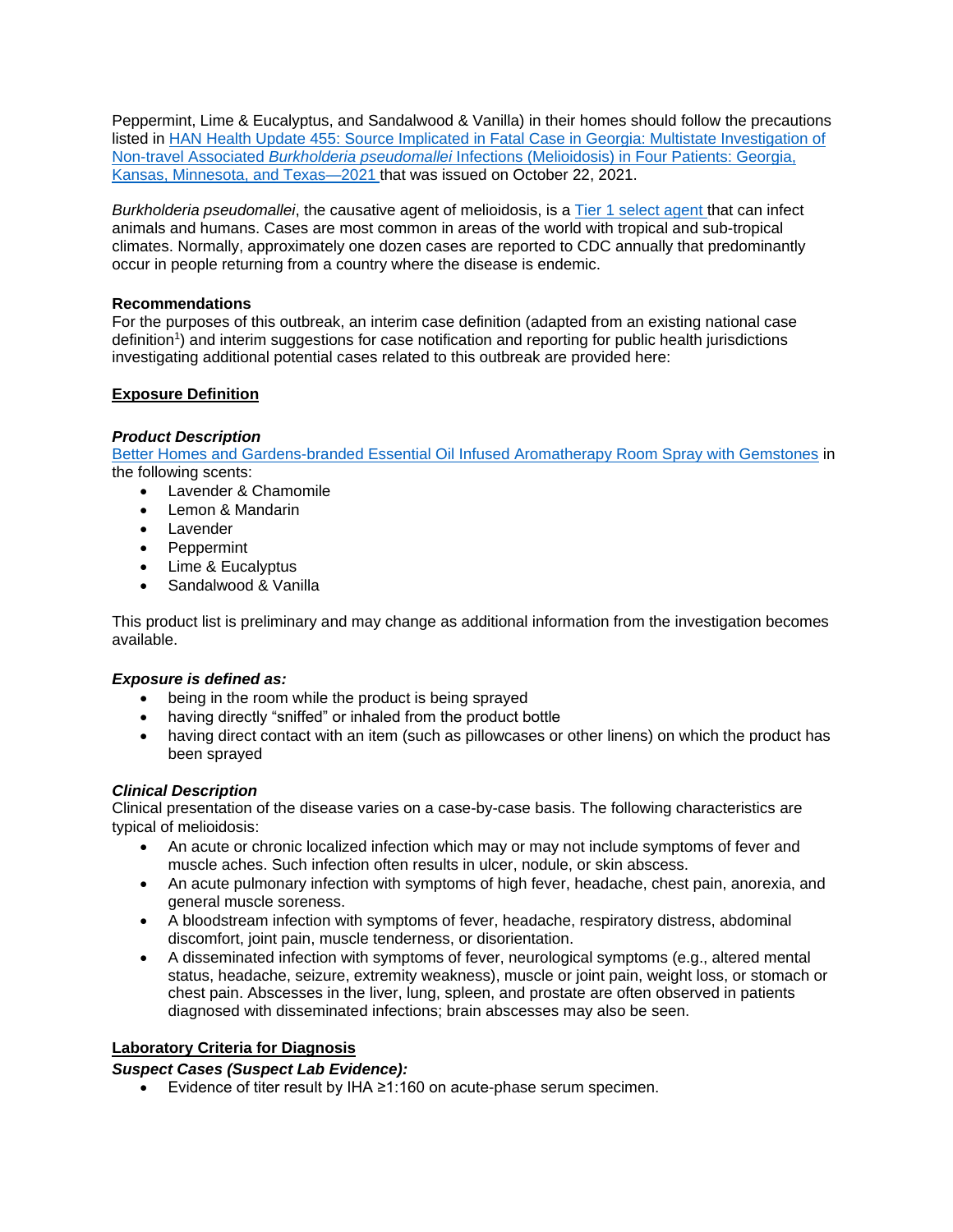Peppermint, Lime & Eucalyptus, and Sandalwood & Vanilla) in their homes should follow the precautions listed in HAN Health Update 455: Source Implicated in Fatal Case in Georgia: Multistate Investigation of Non-travel Associated *Burkholderia pseudomallei* Infections (Melioidosis) in Four Patients: Georgia, Kansas, Minnesota, and Texas—2021 that was issued on October 22, 2021.

*Burkholderia pseudomallei*, the causative agent of melioidosis, is a Tier 1 select agent that can infect animals and humans. Cases are most common in areas of the world with tropical and sub-tropical climates. Normally, approximately one dozen cases are reported to CDC annually that predominantly occur in people returning from a country where the disease is endemic.

**Recommendations**

For the purposes of this outbreak, an interim case definition (adapted from an existing national case definition[1]) and interim suggestions for case notification and reporting for public health jurisdictions investigating additional potential cases related to this outbreak are provided here:

## Exposure Definition

### *Product Description*

Better Homes and Gardens-branded Essential Oil Infused Aromatherapy Room Spray with Gemstones in the following scents:

- Lavender & Chamomile
- Lemon & Mandarin
- Lavender
- Peppermint
- Lime & Eucalyptus
- Sandalwood & Vanilla

This product list is preliminary and may change as additional information from the investigation becomes available.

### *Exposure is defined as:*

- being in the room while the product is being sprayed
- having directly "sniffed" or inhaled from the product bottle
- having direct contact with an item (such as pillowcases or other linens) on which the product has been sprayed

### *Clinical Description*

Clinical presentation of the disease varies on a case-by-case basis. The following characteristics are typical of melioidosis:

- An acute or chronic localized infection which may or may not include symptoms of fever and muscle aches. Such infection often results in ulcer, nodule, or skin abscess.
- An acute pulmonary infection with symptoms of high fever, headache, chest pain, anorexia, and general muscle soreness.
- A bloodstream infection with symptoms of fever, headache, respiratory distress, abdominal discomfort, joint pain, muscle tenderness, or disorientation.
- A disseminated infection with symptoms of fever, neurological symptoms (e.g., altered mental status, headache, seizure, extremity weakness), muscle or joint pain, weight loss, or stomach or chest pain. Abscesses in the liver, lung, spleen, and prostate are often observed in patients diagnosed with disseminated infections; brain abscesses may also be seen.

## Laboratory Criteria for Diagnosis

### *Suspect Cases (Suspect Lab Evidence):*

- Evidence of titer result by IHA ≥1:160 on acute-phase serum specimen.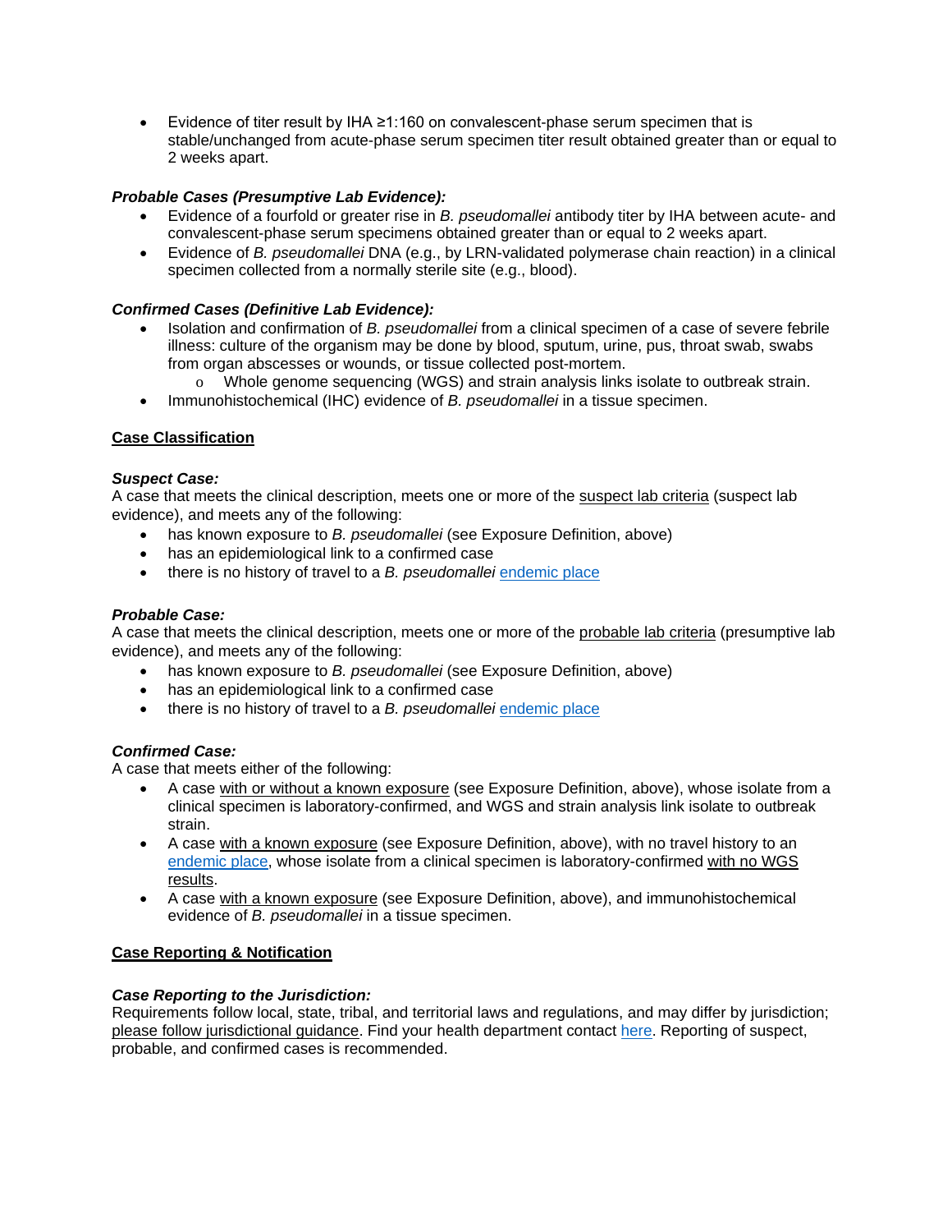- Evidence of titer result by IHA ≥1:160 on convalescent-phase serum specimen that is stable/unchanged from acute-phase serum specimen titer result obtained greater than or equal to 2 weeks apart.

***Probable Cases (Presumptive Lab Evidence):***

- Evidence of a fourfold or greater rise in *B. pseudomallei* antibody titer by IHA between acute- and convalescent-phase serum specimens obtained greater than or equal to 2 weeks apart.
- Evidence of *B. pseudomallei* DNA (e.g., by LRN-validated polymerase chain reaction) in a clinical specimen collected from a normally sterile site (e.g., blood).

***Confirmed Cases (Definitive Lab Evidence):***

- Isolation and confirmation of *B. pseudomallei* from a clinical specimen of a case of severe febrile illness: culture of the organism may be done by blood, sputum, urine, pus, throat swab, swabs from organ abscesses or wounds, or tissue collected post-mortem.
    - Whole genome sequencing (WGS) and strain analysis links isolate to outbreak strain.
- Immunohistochemical (IHC) evidence of *B. pseudomallei* in a tissue specimen.

## Case Classification

***Suspect Case:***

A case that meets the clinical description, meets one or more of the suspect lab criteria (suspect lab evidence), and meets any of the following:

- has known exposure to *B. pseudomallei* (see Exposure Definition, above)
- has an epidemiological link to a confirmed case
- there is no history of travel to a *B. pseudomallei* endemic place

***Probable Case:***

A case that meets the clinical description, meets one or more of the probable lab criteria (presumptive lab evidence), and meets any of the following:

- has known exposure to *B. pseudomallei* (see Exposure Definition, above)
- has an epidemiological link to a confirmed case
- there is no history of travel to a *B. pseudomallei* endemic place

***Confirmed Case:***

A case that meets either of the following:

- A case with or without a known exposure (see Exposure Definition, above), whose isolate from a clinical specimen is laboratory-confirmed, and WGS and strain analysis link isolate to outbreak strain.
- A case with a known exposure (see Exposure Definition, above), with no travel history to an endemic place, whose isolate from a clinical specimen is laboratory-confirmed with no WGS results.
- A case with a known exposure (see Exposure Definition, above), and immunohistochemical evidence of *B. pseudomallei* in a tissue specimen.

## Case Reporting & Notification

***Case Reporting to the Jurisdiction:***

Requirements follow local, state, tribal, and territorial laws and regulations, and may differ by jurisdiction; please follow jurisdictional guidance. Find your health department contact here. Reporting of suspect, probable, and confirmed cases is recommended.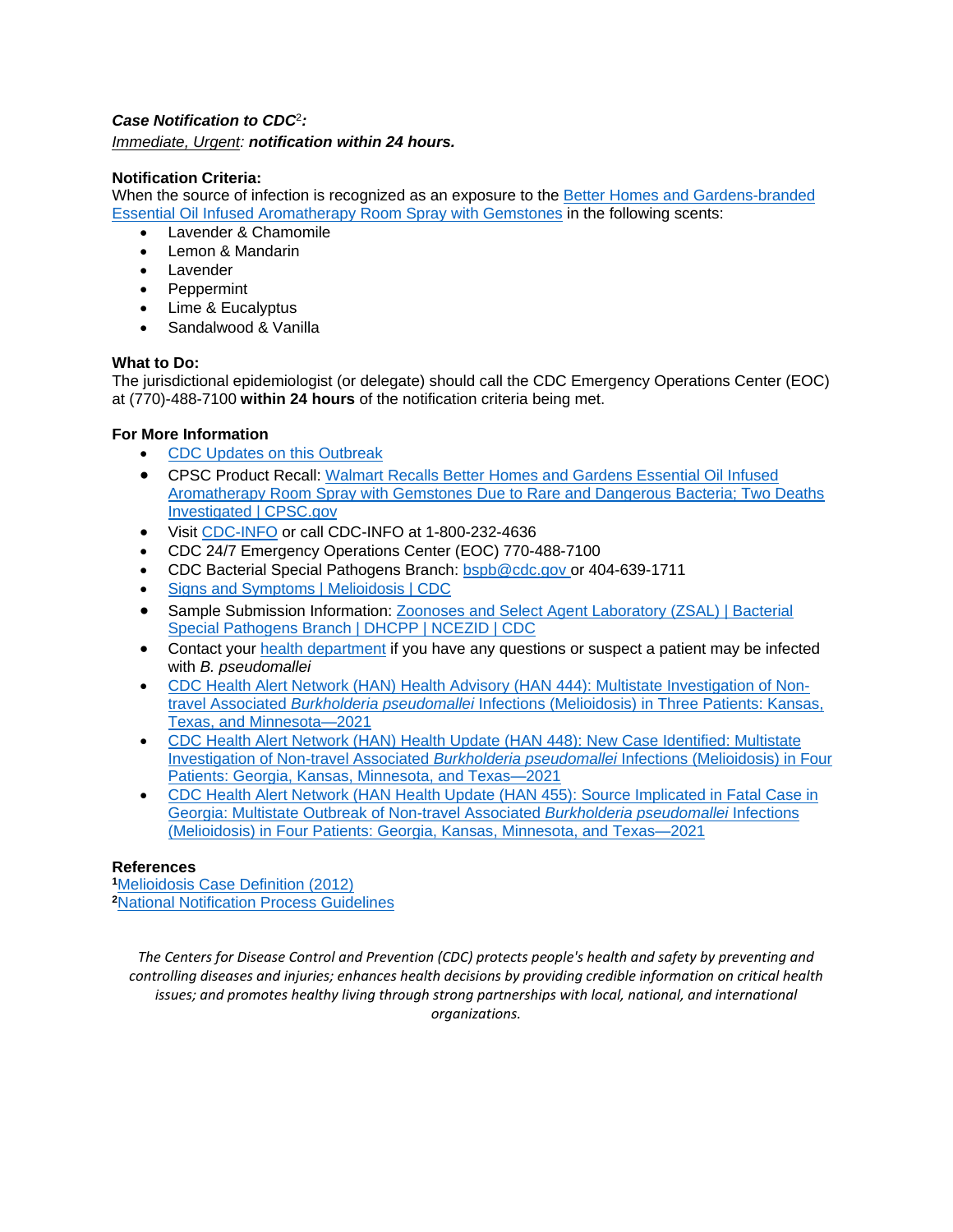***Case Notification to CDC*[2]*:***

<u>*Immediate, Urgent*</u>*:* ***notification within 24 hours.***

**Notification Criteria:**

When the source of infection is recognized as an exposure to the Better Homes and Gardens-branded Essential Oil Infused Aromatherapy Room Spray with Gemstones in the following scents:

- Lavender & Chamomile
- Lemon & Mandarin
- Lavender
- Peppermint
- Lime & Eucalyptus
- Sandalwood & Vanilla

**What to Do:**

The jurisdictional epidemiologist (or delegate) should call the CDC Emergency Operations Center (EOC) at (770)-488-7100 **within 24 hours** of the notification criteria being met.

**For More Information**

- CDC Updates on this Outbreak
- CPSC Product Recall: Walmart Recalls Better Homes and Gardens Essential Oil Infused Aromatherapy Room Spray with Gemstones Due to Rare and Dangerous Bacteria; Two Deaths Investigated | CPSC.gov
- Visit CDC-INFO or call CDC-INFO at 1-800-232-4636
- CDC 24/7 Emergency Operations Center (EOC) 770-488-7100
- CDC Bacterial Special Pathogens Branch: bspb@cdc.gov or 404-639-1711
- Signs and Symptoms | Melioidosis | CDC
- Sample Submission Information: Zoonoses and Select Agent Laboratory (ZSAL) | Bacterial Special Pathogens Branch | DHCPP | NCEZID | CDC
- Contact your health department if you have any questions or suspect a patient may be infected with *B. pseudomallei*
- CDC Health Alert Network (HAN) Health Advisory (HAN 444): Multistate Investigation of Non-travel Associated *Burkholderia pseudomallei* Infections (Melioidosis) in Three Patients: Kansas, Texas, and Minnesota—2021
- CDC Health Alert Network (HAN) Health Update (HAN 448): New Case Identified: Multistate Investigation of Non-travel Associated *Burkholderia pseudomallei* Infections (Melioidosis) in Four Patients: Georgia, Kansas, Minnesota, and Texas—2021
- CDC Health Alert Network (HAN Health Update (HAN 455): Source Implicated in Fatal Case in Georgia: Multistate Outbreak of Non-travel Associated *Burkholderia pseudomallei* Infections (Melioidosis) in Four Patients: Georgia, Kansas, Minnesota, and Texas—2021

**References**

[1] Melioidosis Case Definition (2012)

[2] National Notification Process Guidelines

*The Centers for Disease Control and Prevention (CDC) protects people's health and safety by preventing and controlling diseases and injuries; enhances health decisions by providing credible information on critical health issues; and promotes healthy living through strong partnerships with local, national, and international organizations.*